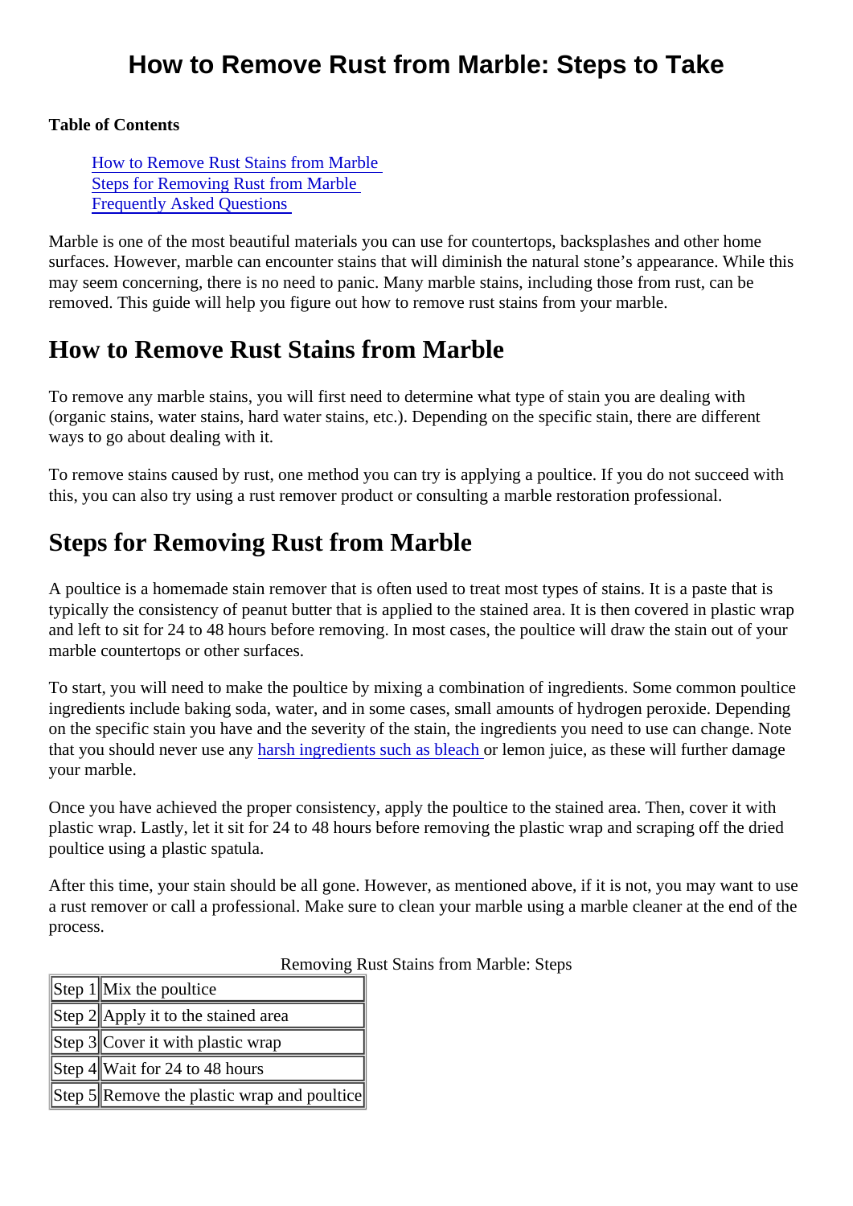# How to Remove Rust from Marble: Steps to Take

**Table of Contents**

- How to Remove Rust Stains from Marble
- Steps for Removing Rust from Marble
- Frequently Asked Questions

Marble is one of the most beautiful materials you can use for countertops, backsplashes and other home surfaces. However, marble can encounter stains that will diminish the natural stone's appearance. While this may seem concerning, there is no need to panic. Many marble stains, including those from rust, can be removed. This guide will help you figure out how to remove rust stains from your marble.

## How to Remove Rust Stains from Marble

To remove any marble stains, you will first need to determine what type of stain you are dealing with (organic stains, water stains, hard water stains, etc.). Depending on the specific stain, there are different ways to go about dealing with it.

To remove stains caused by rust, one method you can try is applying a poultice. If you do not succeed with this, you can also try using a rust remover product or consulting a marble restoration professional.

## Steps for Removing Rust from Marble

A poultice is a homemade stain remover that is often used to treat most types of stains. It is a paste that is typically the consistency of peanut butter that is applied to the stained area. It is then covered in plastic wrap and left to sit for 24 to 48 hours before removing. In most cases, the poultice will draw the stain out of your marble countertops or other surfaces.

To start, you will need to make the poultice by mixing a combination of ingredients. Some common poultice ingredients include baking soda, water, and in some cases, small amounts of hydrogen peroxide. Depending on the specific stain you have and the severity of the stain, the ingredients you need to use can change. Note that you should never use any harsh ingredients such as bleach or lemon juice, as these will further damage your marble.

Once you have achieved the proper consistency, apply the poultice to the stained area. Then, cover it with plastic wrap. Lastly, let it sit for 24 to 48 hours before removing the plastic wrap and scraping off the dried poultice using a plastic spatula.

After this time, your stain should be all gone. However, as mentioned above, if it is not, you may want to use a rust remover or call a professional. Make sure to clean your marble using a marble cleaner at the end of the process.

Removing Rust Stains from Marble: Steps

| | |
|---|---|
| Step 1 | Mix the poultice |
| Step 2 | Apply it to the stained area |
| Step 3 | Cover it with plastic wrap |
| Step 4 | Wait for 24 to 48 hours |
| Step 5 | Remove the plastic wrap and poultice |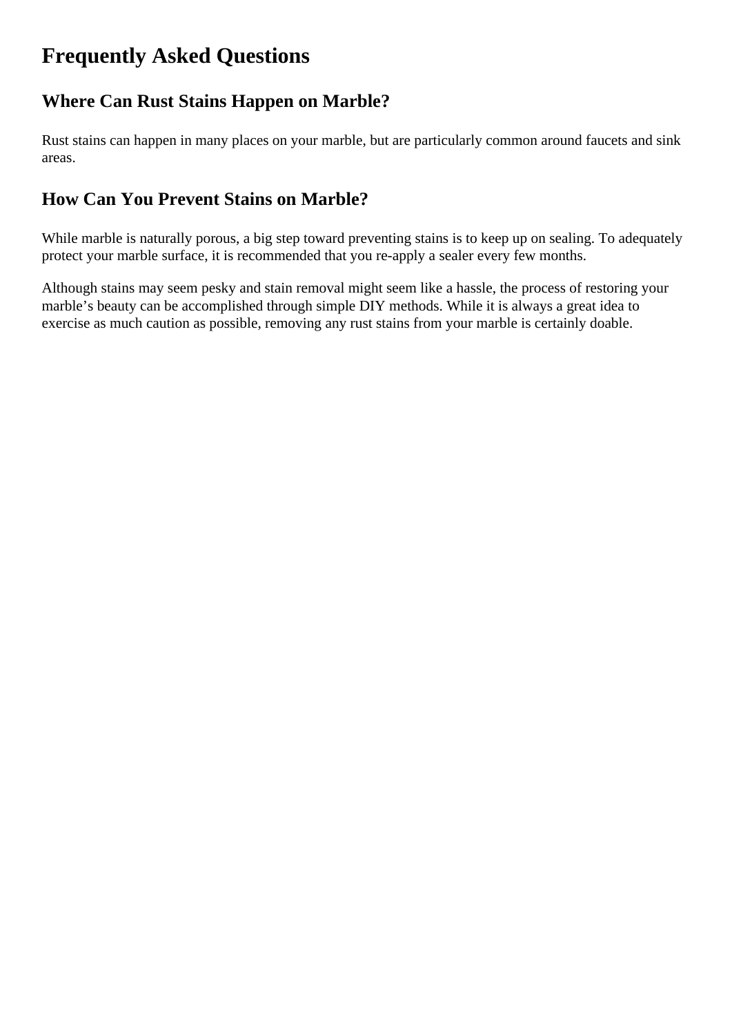# Frequently Asked Questions

## Where Can Rust Stains Happen on Marble?

Rust stains can happen in many places on your marble, but are particularly common around faucets and sink areas.

## How Can You Prevent Stains on Marble?

While marble is naturally porous, a big step toward preventing stains is to keep up on sealing. To adequately protect your marble surface, it is recommended that you re-apply a sealer every few months.

Although stains may seem pesky and stain removal might seem like a hassle, the process of restoring your marble's beauty can be accomplished through simple DIY methods. While it is always a great idea to exercise as much caution as possible, removing any rust stains from your marble is certainly doable.